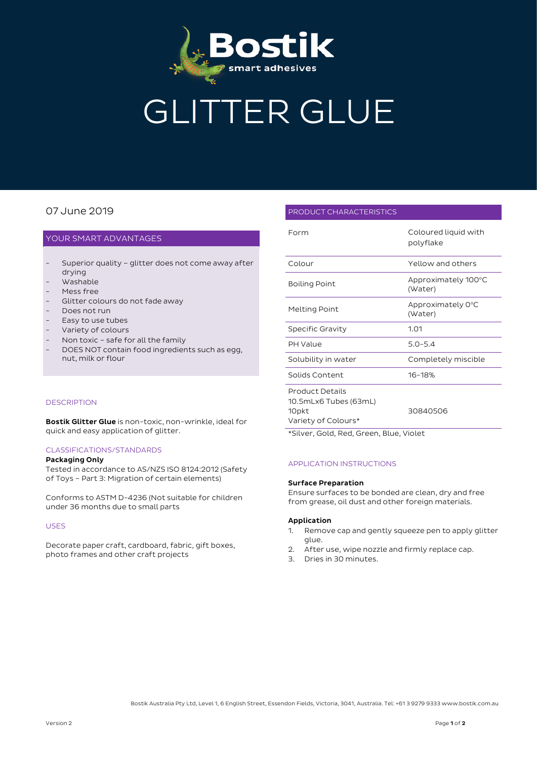# GLITTER GLUE

07 June 2019

## YOUR SMART ADVANTAGES

- Superior quality – glitter does not come away after drying
- Washable
- Mess free
- Glitter colours do not fade away
- Does not run
- Easy to use tubes
- Variety of colours
- Non toxic – safe for all the family
- DOES NOT contain food ingredients such as egg, nut, milk or flour

## DESCRIPTION

**Bostik Glitter Glue** is non-toxic, non-wrinkle, ideal for quick and easy application of glitter.

## CLASSIFICATIONS/STANDARDS

**Packaging Only**

Tested in accordance to AS/NZS ISO 8124:2012 (Safety of Toys – Part 3: Migration of certain elements)

Conforms to ASTM D-4236 (Not suitable for children under 36 months due to small parts

## USES

Decorate paper craft, cardboard, fabric, gift boxes, photo frames and other craft projects

## PRODUCT CHARACTERISTICS

| | |
|---|---|
| Form | Coloured liquid with polyflake |
| Colour | Yellow and others |
| Boiling Point | Approximately 100°C (Water) |
| Melting Point | Approximately 0°C (Water) |
| Specific Gravity | 1.01 |
| PH Value | 5.0-5.4 |
| Solubility in water | Completely miscible |
| Solids Content | 16-18% |
| Product Details<br>10.5mLx6 Tubes (63mL)<br>10pkt<br>Variety of Colours* | 30840506 |

*Silver, Gold, Red, Green, Blue, Violet

## APPLICATION INSTRUCTIONS

**Surface Preparation**

Ensure surfaces to be bonded are clean, dry and free from grease, oil dust and other foreign materials.

**Application**

1. Remove cap and gently squeeze pen to apply glitter glue.
2. After use, wipe nozzle and firmly replace cap.
3. Dries in 30 minutes.

Bostik Australia Pty Ltd, Level 1, 6 English Street, Essendon Fields, Victoria, 3041, Australia. Tel: +61 3 9279 9333 www.bostik.com.au

Version 2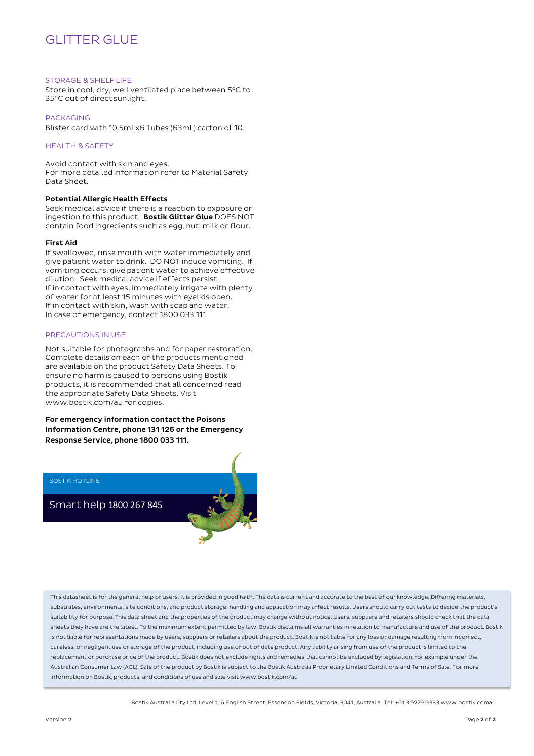# GLITTER GLUE

## STORAGE & SHELF LIFE

Store in cool, dry, well ventilated place between 5°C to 35°C out of direct sunlight.

## PACKAGING

Blister card with 10.5mLx6 Tubes (63mL) carton of 10.

## HEALTH & SAFETY

Avoid contact with skin and eyes.
For more detailed information refer to Material Safety Data Sheet.

**Potential Allergic Health Effects**

Seek medical advice if there is a reaction to exposure or ingestion to this product. **Bostik Glitter Glue** DOES NOT contain food ingredients such as egg, nut, milk or flour.

**First Aid**

If swallowed, rinse mouth with water immediately and give patient water to drink. DO NOT induce vomiting. If vomiting occurs, give patient water to achieve effective dilution. Seek medical advice if effects persist.
If in contact with eyes, immediately irrigate with plenty of water for at least 15 minutes with eyelids open.
If in contact with skin, wash with soap and water.
In case of emergency, contact 1800 033 111.

## PRECAUTIONS IN USE

Not suitable for photographs and for paper restoration. Complete details on each of the products mentioned are available on the product Safety Data Sheets. To ensure no harm is caused to persons using Bostik products, it is recommended that all concerned read the appropriate Safety Data Sheets. Visit www.bostik.com/au for copies.

**For emergency information contact the Poisons Information Centre, phone 131 126 or the Emergency Response Service, phone 1800 033 111.**

BOSTIK HOTLINE

Smart help 1800 267 845

This datasheet is for the general help of users. It is provided in good faith. The data is current and accurate to the best of our knowledge. Differing materials, substrates, environments, site conditions, and product storage, handling and application may affect results. Users should carry out tests to decide the product's suitability for purpose. This data sheet and the properties of the product may change without notice. Users, suppliers and retailers should check that the data sheets they have are the latest. To the maximum extent permitted by law, Bostik disclaims all warranties in relation to manufacture and use of the product. Bostik is not liable for representations made by users, suppliers or retailers about the product. Bostik is not liable for any loss or damage resulting from incorrect, careless, or negligent use or storage of the product, including use of out of date product. Any liability arising from use of the product is limited to the replacement or purchase price of the product. Bostik does not exclude rights and remedies that cannot be excluded by legislation, for example under the Australian Consumer Law (ACL). Sale of the product by Bostik is subject to the Bostik Australia Proprietary Limited Conditions and Terms of Sale. For more information on Bostik, products, and conditions of use and sale visit www.bostik.com/au

Bostik Australia Pty Ltd, Level 1, 6 English Street, Essendon Fields, Victoria, 3041, Australia. Tel: +61 3 9279 9333 www.bostik.comau

Version 2